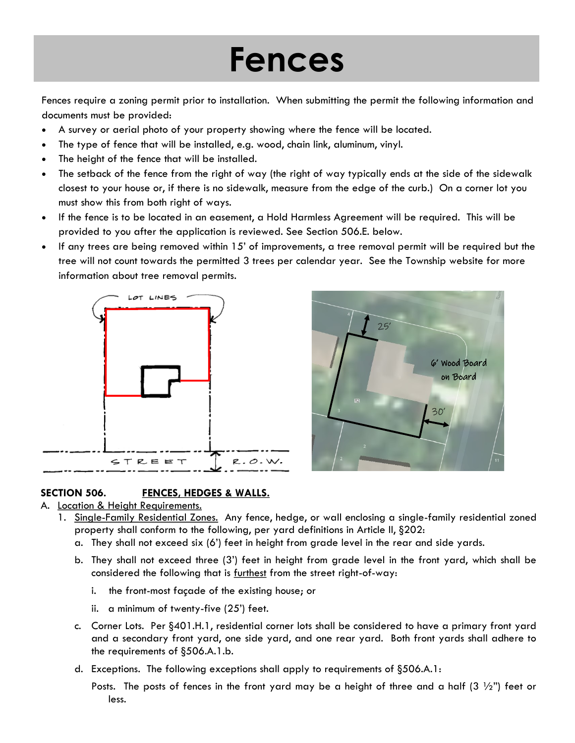# Fences

Fences require a zoning permit prior to installation. When submitting the permit the following information and documents must be provided:

- A survey or aerial photo of your property showing where the fence will be located.
- The type of fence that will be installed, e.g. wood, chain link, aluminum, vinyl.
- The height of the fence that will be installed.
- The setback of the fence from the right of way (the right of way typically ends at the side of the sidewalk closest to your house or, if there is no sidewalk, measure from the edge of the curb.) On a corner lot you must show this from both right of ways.
- If the fence is to be located in an easement, a Hold Harmless Agreement will be required. This will be provided to you after the application is reviewed. See Section 506.E. below.
- If any trees are being removed within 15' of improvements, a tree removal permit will be required but the tree will not count towards the permitted 3 trees per calendar year. See the Township website for more information about tree removal permits.

**SECTION 506.** **FENCES, HEDGES & WALLS.**

A. Location & Height Requirements.

1. Single-Family Residential Zones. Any fence, hedge, or wall enclosing a single-family residential zoned property shall conform to the following, per yard definitions in Article II, §202:
   a. They shall not exceed six (6') feet in height from grade level in the rear and side yards.
   b. They shall not exceed three (3') feet in height from grade level in the front yard, which shall be considered the following that is furthest from the street right-of-way:
      i. the front-most façade of the existing house; or
      ii. a minimum of twenty-five (25') feet.
   c. Corner Lots. Per §401.H.1, residential corner lots shall be considered to have a primary front yard and a secondary front yard, one side yard, and one rear yard. Both front yards shall adhere to the requirements of §506.A.1.b.
   d. Exceptions. The following exceptions shall apply to requirements of §506.A.1:

      Posts. The posts of fences in the front yard may be a height of three and a half (3 ½") feet or less.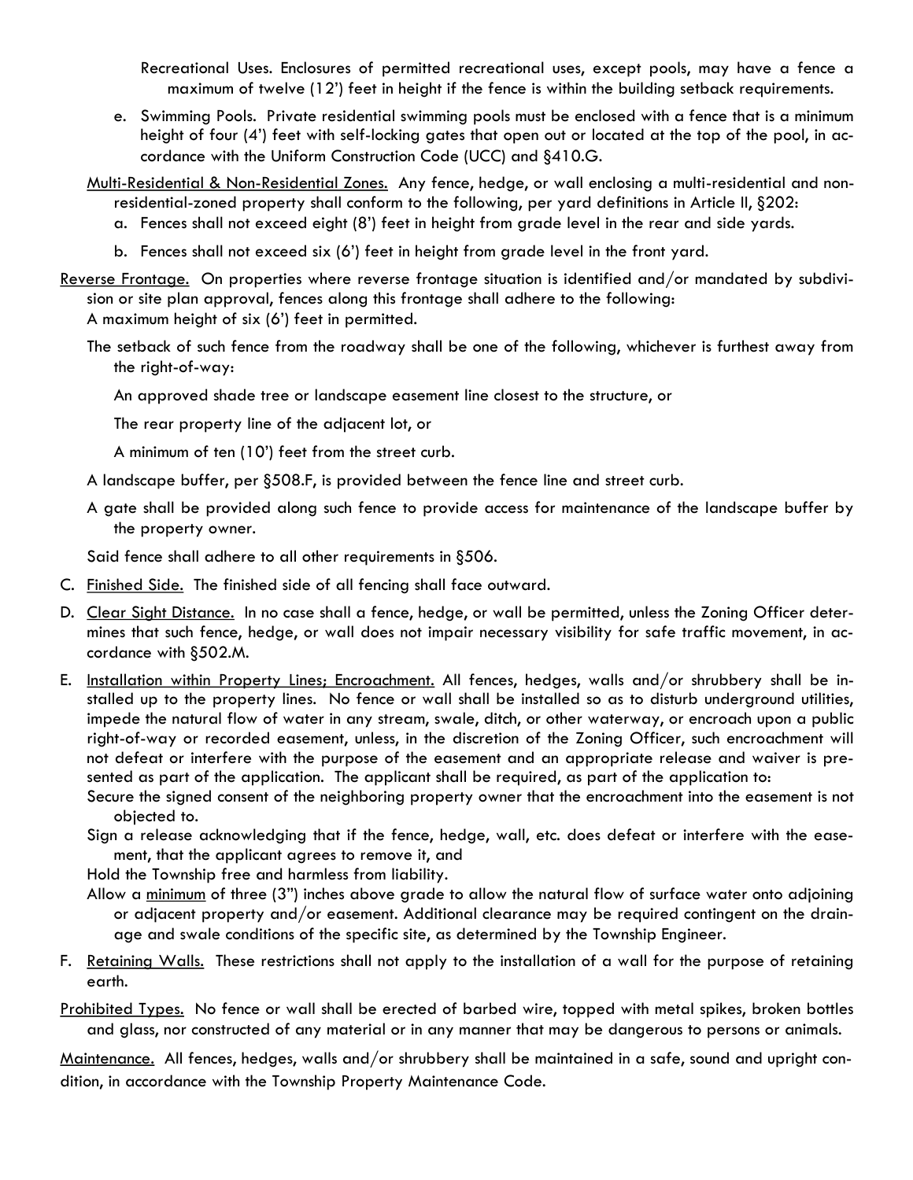Recreational Uses. Enclosures of permitted recreational uses, except pools, may have a fence a maximum of twelve (12') feet in height if the fence is within the building setback requirements.

e. Swimming Pools. Private residential swimming pools must be enclosed with a fence that is a minimum height of four (4') feet with self-locking gates that open out or located at the top of the pool, in accordance with the Uniform Construction Code (UCC) and §410.G.

Multi-Residential & Non-Residential Zones. Any fence, hedge, or wall enclosing a multi-residential and non-residential-zoned property shall conform to the following, per yard definitions in Article II, §202:

a. Fences shall not exceed eight (8') feet in height from grade level in the rear and side yards.

b. Fences shall not exceed six (6') feet in height from grade level in the front yard.

Reverse Frontage. On properties where reverse frontage situation is identified and/or mandated by subdivision or site plan approval, fences along this frontage shall adhere to the following:

A maximum height of six (6') feet in permitted.

The setback of such fence from the roadway shall be one of the following, whichever is furthest away from the right-of-way:

An approved shade tree or landscape easement line closest to the structure, or

The rear property line of the adjacent lot, or

A minimum of ten (10') feet from the street curb.

A landscape buffer, per §508.F, is provided between the fence line and street curb.

A gate shall be provided along such fence to provide access for maintenance of the landscape buffer by the property owner.

Said fence shall adhere to all other requirements in §506.

C. Finished Side. The finished side of all fencing shall face outward.

D. Clear Sight Distance. In no case shall a fence, hedge, or wall be permitted, unless the Zoning Officer determines that such fence, hedge, or wall does not impair necessary visibility for safe traffic movement, in accordance with §502.M.

E. Installation within Property Lines; Encroachment. All fences, hedges, walls and/or shrubbery shall be installed up to the property lines. No fence or wall shall be installed so as to disturb underground utilities, impede the natural flow of water in any stream, swale, ditch, or other waterway, or encroach upon a public right-of-way or recorded easement, unless, in the discretion of the Zoning Officer, such encroachment will not defeat or interfere with the purpose of the easement and an appropriate release and waiver is presented as part of the application. The applicant shall be required, as part of the application to:

Secure the signed consent of the neighboring property owner that the encroachment into the easement is not objected to.

Sign a release acknowledging that if the fence, hedge, wall, etc. does defeat or interfere with the easement, that the applicant agrees to remove it, and

Hold the Township free and harmless from liability.

Allow a minimum of three (3") inches above grade to allow the natural flow of surface water onto adjoining or adjacent property and/or easement. Additional clearance may be required contingent on the drainage and swale conditions of the specific site, as determined by the Township Engineer.

F. Retaining Walls. These restrictions shall not apply to the installation of a wall for the purpose of retaining earth.

Prohibited Types. No fence or wall shall be erected of barbed wire, topped with metal spikes, broken bottles and glass, nor constructed of any material or in any manner that may be dangerous to persons or animals.

Maintenance. All fences, hedges, walls and/or shrubbery shall be maintained in a safe, sound and upright condition, in accordance with the Township Property Maintenance Code.